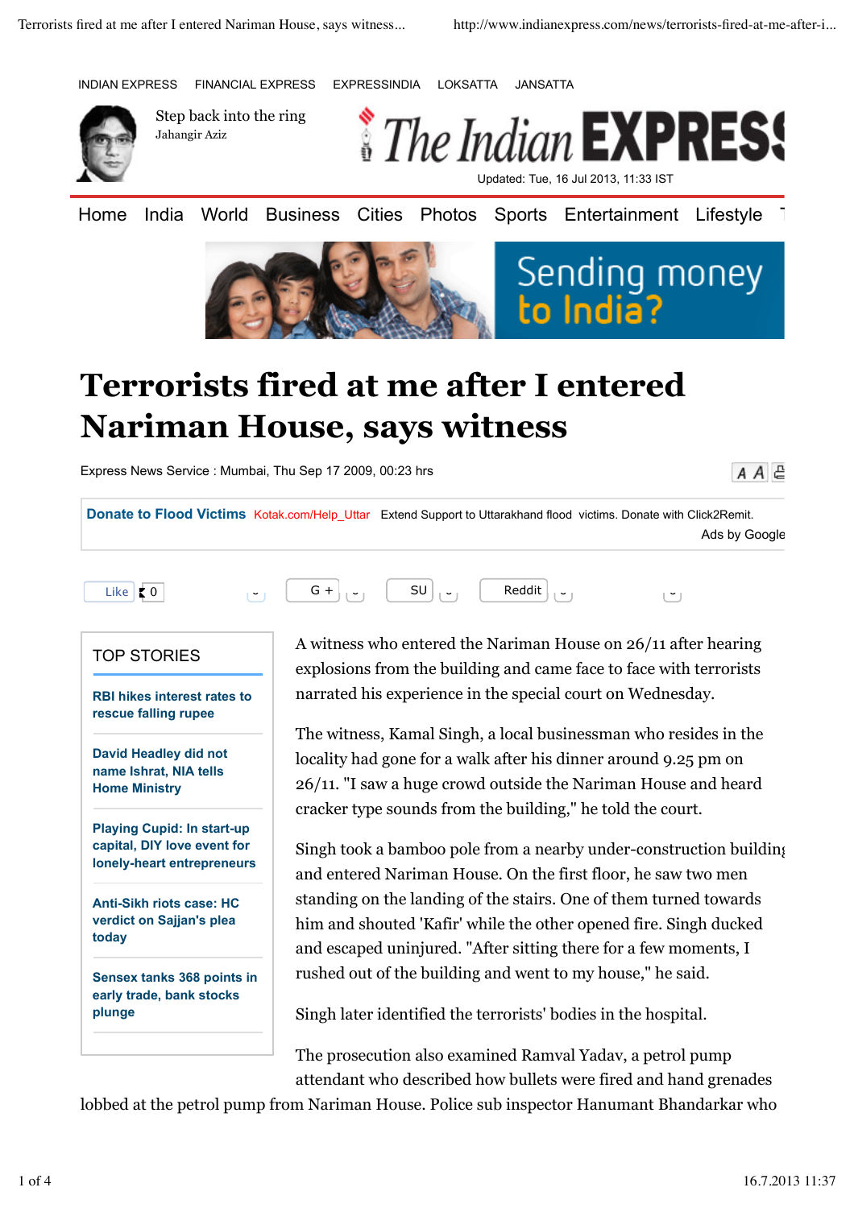# Terrorists fired at me after I entered Nariman House, says witness

Express News Service : Mumbai, Thu Sep 17 2009, 00:23 hrs

A witness who entered the Nariman House on 26/11 after hearing explosions from the building and came face to face with terrorists narrated his experience in the special court on Wednesday.

The witness, Kamal Singh, a local businessman who resides in the locality had gone for a walk after his dinner around 9.25 pm on 26/11. "I saw a huge crowd outside the Nariman House and heard cracker type sounds from the building," he told the court.

Singh took a bamboo pole from a nearby under-construction building and entered Nariman House. On the first floor, he saw two men standing on the landing of the stairs. One of them turned towards him and shouted 'Kafir' while the other opened fire. Singh ducked and escaped uninjured. "After sitting there for a few moments, I rushed out of the building and went to my house," he said.

Singh later identified the terrorists' bodies in the hospital.

The prosecution also examined Ramval Yadav, a petrol pump attendant who described how bullets were fired and hand grenades lobbed at the petrol pump from Nariman House. Police sub inspector Hanumant Bhandarkar who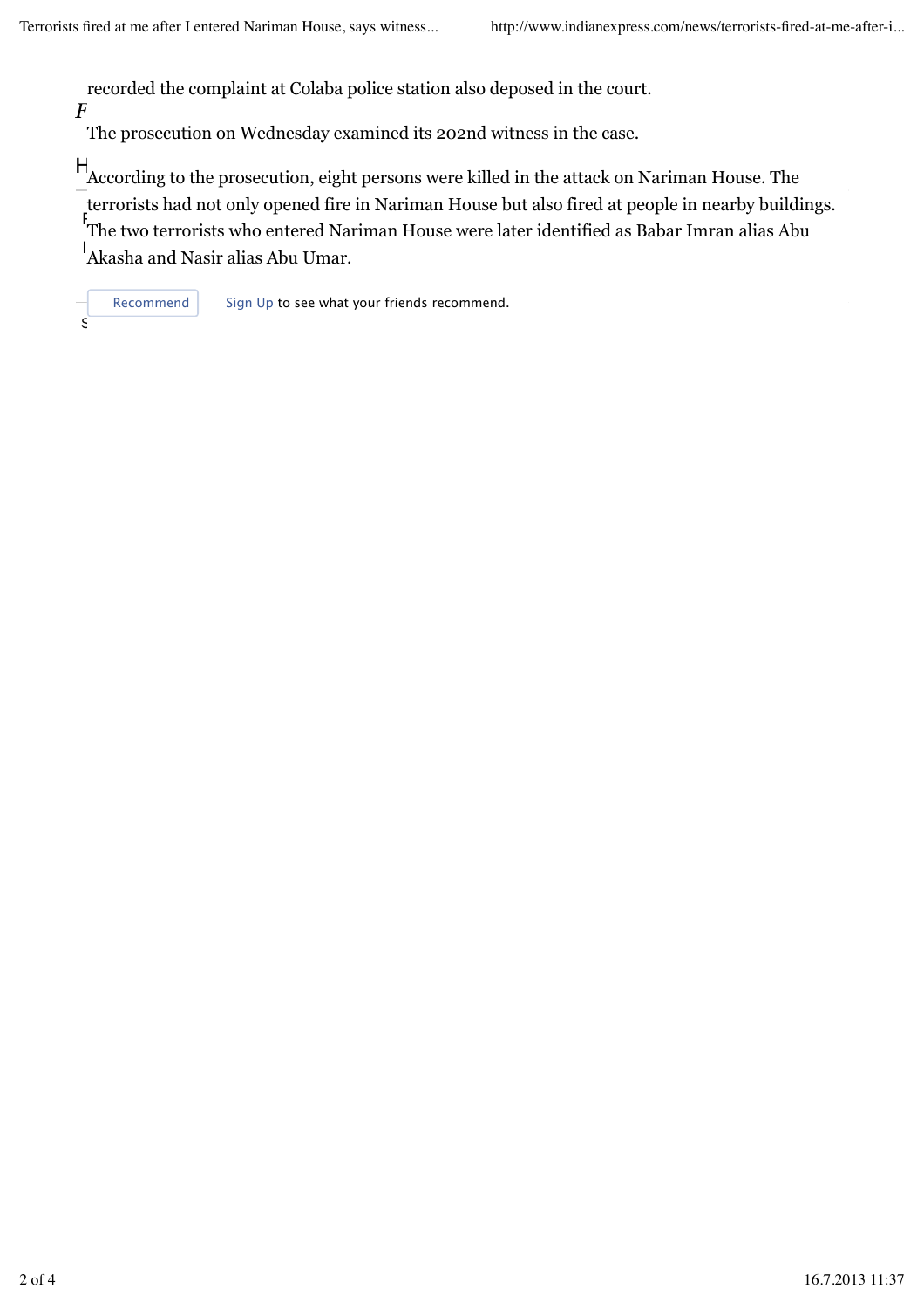recorded the complaint at Colaba police station also deposed in the court.

The prosecution on Wednesday examined its 202nd witness in the case.

According to the prosecution, eight persons were killed in the attack on Nariman House. The terrorists had not only opened fire in Nariman House but also fired at people in nearby buildings. The two terrorists who entered Nariman House were later identified as Babar Imran alias Abu Akasha and Nasir alias Abu Umar.

Recommend   Sign Up to see what your friends recommend.